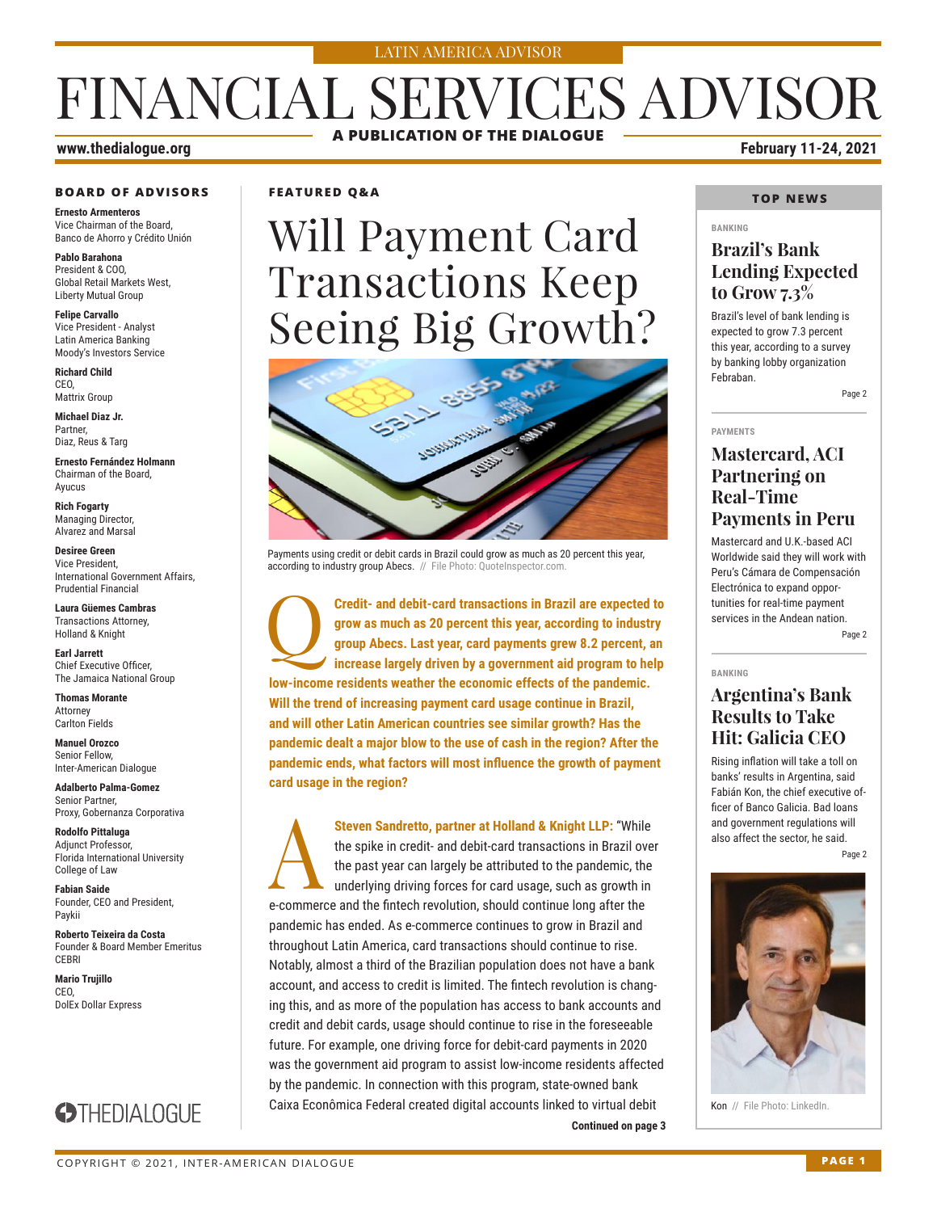LATIN AMERICA ADVISOR

# FINANCIAL SERVICES ADVISOR

**A PUBLICATION OF THE DIALOGUE**

www.thedialogue.org

February 11-24, 2021

### BOARD OF ADVISORS

**Ernesto Armenteros**
Vice Chairman of the Board,
Banco de Ahorro y Crédito Unión

**Pablo Barahona**
President & COO,
Global Retail Markets West,
Liberty Mutual Group

**Felipe Carvallo**
Vice President - Analyst
Latin America Banking
Moody's Investors Service

**Richard Child**
CEO,
Mattrix Group

**Michael Diaz Jr.**
Partner,
Diaz, Reus & Targ

**Ernesto Fernández Holmann**
Chairman of the Board,
Ayucus

**Rich Fogarty**
Managing Director,
Alvarez and Marsal

**Desiree Green**
Vice President,
International Government Affairs,
Prudential Financial

**Laura Güemes Cambras**
Transactions Attorney,
Holland & Knight

**Earl Jarrett**
Chief Executive Officer,
The Jamaica National Group

**Thomas Morante**
Attorney
Carlton Fields

**Manuel Orozco**
Senior Fellow,
Inter-American Dialogue

**Adalberto Palma-Gomez**
Senior Partner,
Proxy, Gobernanza Corporativa

**Rodolfo Pittaluga**
Adjunct Professor,
Florida International University
College of Law

**Fabian Saide**
Founder, CEO and President,
Paykii

**Roberto Teixeira da Costa**
Founder & Board Member Emeritus
CEBRI

**Mario Trujillo**
CEO,
DolEx Dollar Express

THEDIALOGUE

### FEATURED Q&A

## Will Payment Card Transactions Keep Seeing Big Growth?

Payments using credit or debit cards in Brazil could grow as much as 20 percent this year, according to industry group Abecs. // File Photo: QuoteInspector.com.

**Q** **Credit- and debit-card transactions in Brazil are expected to grow as much as 20 percent this year, according to industry group Abecs. Last year, card payments grew 8.2 percent, an increase largely driven by a government aid program to help low-income residents weather the economic effects of the pandemic. Will the trend of increasing payment card usage continue in Brazil, and will other Latin American countries see similar growth? Has the pandemic dealt a major blow to the use of cash in the region? After the pandemic ends, what factors will most influence the growth of payment card usage in the region?**

**A** **Steven Sandretto, partner at Holland & Knight LLP:** "While the spike in credit- and debit-card transactions in Brazil over the past year can largely be attributed to the pandemic, the underlying driving forces for card usage, such as growth in e-commerce and the fintech revolution, should continue long after the pandemic has ended. As e-commerce continues to grow in Brazil and throughout Latin America, card transactions should continue to rise. Notably, almost a third of the Brazilian population does not have a bank account, and access to credit is limited. The fintech revolution is changing this, and as more of the population has access to bank accounts and credit and debit cards, usage should continue to rise in the foreseeable future. For example, one driving force for debit-card payments in 2020 was the government aid program to assist low-income residents affected by the pandemic. In connection with this program, state-owned bank Caixa Econômica Federal created digital accounts linked to virtual debit

**Continued on page 3**

### TOP NEWS

BANKING

#### Brazil's Bank Lending Expected to Grow 7.3%

Brazil's level of bank lending is expected to grow 7.3 percent this year, according to a survey by banking lobby organization Febraban.

Page 2

PAYMENTS

#### Mastercard, ACI Partnering on Real-Time Payments in Peru

Mastercard and U.K.-based ACI Worldwide said they will work with Peru's Cámara de Compensación Electrónica to expand opportunities for real-time payment services in the Andean nation.

Page 2

BANKING

#### Argentina's Bank Results to Take Hit: Galicia CEO

Rising inflation will take a toll on banks' results in Argentina, said Fabián Kon, the chief executive officer of Banco Galicia. Bad loans and government regulations will also affect the sector, he said.

Page 2

Kon // File Photo: LinkedIn.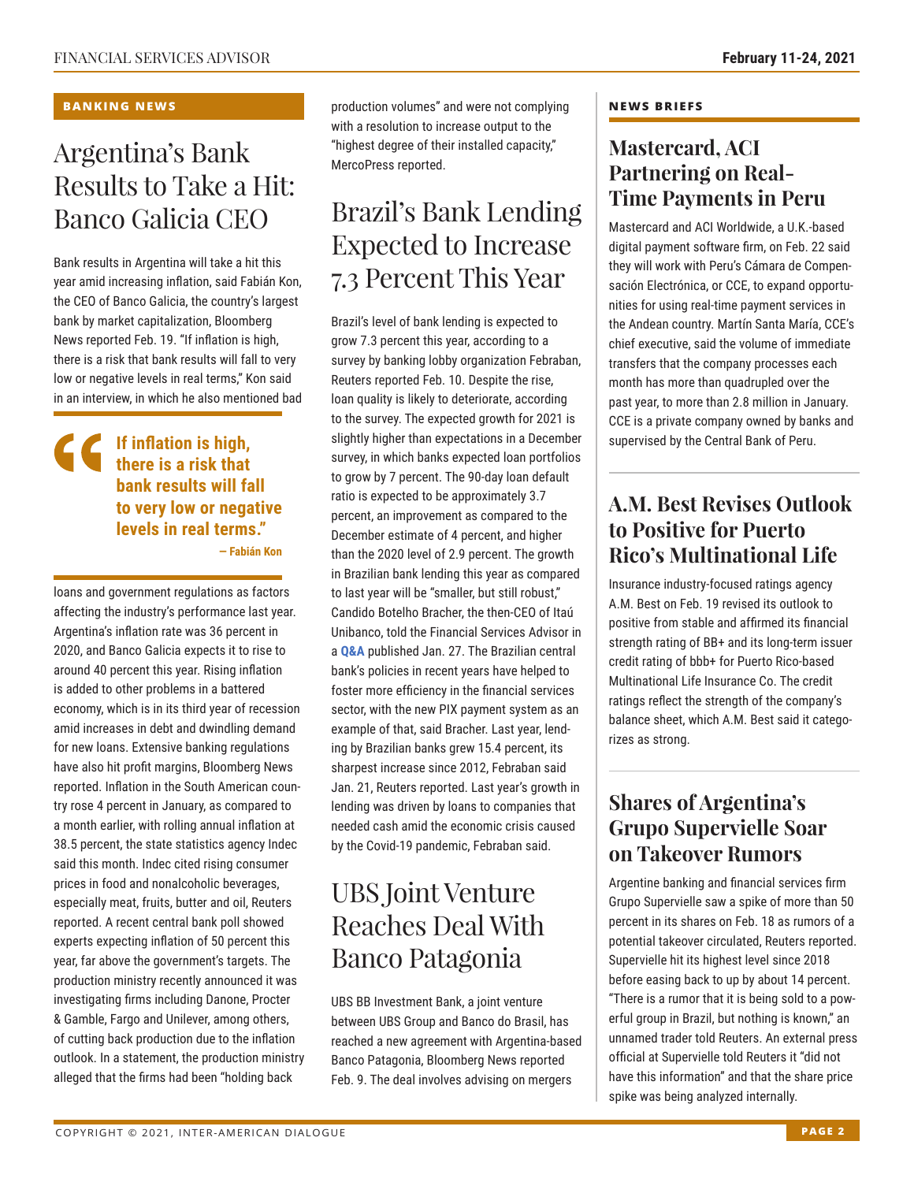BANKING NEWS

# Argentina's Bank Results to Take a Hit: Banco Galicia CEO

Bank results in Argentina will take a hit this year amid increasing inflation, said Fabián Kon, the CEO of Banco Galicia, the country's largest bank by market capitalization, Bloomberg News reported Feb. 19. "If inflation is high, there is a risk that bank results will fall to very low or negative levels in real terms," Kon said in an interview, in which he also mentioned bad loans and government regulations as factors affecting the industry's performance last year. Argentina's inflation rate was 36 percent in 2020, and Banco Galicia expects it to rise to around 40 percent this year. Rising inflation is added to other problems in a battered economy, which is in its third year of recession amid increases in debt and dwindling demand for new loans. Extensive banking regulations have also hit profit margins, Bloomberg News reported. Inflation in the South American country rose 4 percent in January, as compared to a month earlier, with rolling annual inflation at 38.5 percent, the state statistics agency Indec said this month. Indec cited rising consumer prices in food and nonalcoholic beverages, especially meat, fruits, butter and oil, Reuters reported. A recent central bank poll showed experts expecting inflation of 50 percent this year, far above the government's targets. The production ministry recently announced it was investigating firms including Danone, Procter & Gamble, Fargo and Unilever, among others, of cutting back production due to the inflation outlook. In a statement, the production ministry alleged that the firms had been "holding back production volumes" and were not complying with a resolution to increase output to the "highest degree of their installed capacity," MercoPress reported.

> **If inflation is high, there is a risk that bank results will fall to very low or negative levels in real terms."**
>
> — Fabián Kon

# Brazil's Bank Lending Expected to Increase 7.3 Percent This Year

Brazil's level of bank lending is expected to grow 7.3 percent this year, according to a survey by banking lobby organization Febraban, Reuters reported Feb. 10. Despite the rise, loan quality is likely to deteriorate, according to the survey. The expected growth for 2021 is slightly higher than expectations in a December survey, in which banks expected loan portfolios to grow by 7 percent. The 90-day loan default ratio is expected to be approximately 3.7 percent, an improvement as compared to the December estimate of 4 percent, and higher than the 2020 level of 2.9 percent. The growth in Brazilian bank lending this year as compared to last year will be "smaller, but still robust," Candido Botelho Bracher, the then-CEO of Itaú Unibanco, told the Financial Services Advisor in a **Q&A** published Jan. 27. The Brazilian central bank's policies in recent years have helped to foster more efficiency in the financial services sector, with the new PIX payment system as an example of that, said Bracher. Last year, lending by Brazilian banks grew 15.4 percent, its sharpest increase since 2012, Febraban said Jan. 21, Reuters reported. Last year's growth in lending was driven by loans to companies that needed cash amid the economic crisis caused by the Covid-19 pandemic, Febraban said.

# UBS Joint Venture Reaches Deal With Banco Patagonia

UBS BB Investment Bank, a joint venture between UBS Group and Banco do Brasil, has reached a new agreement with Argentina-based Banco Patagonia, Bloomberg News reported Feb. 9. The deal involves advising on mergers

NEWS BRIEFS

## Mastercard, ACI Partnering on Real-Time Payments in Peru

Mastercard and ACI Worldwide, a U.K.-based digital payment software firm, on Feb. 22 said they will work with Peru's Cámara de Compensación Electrónica, or CCE, to expand opportunities for using real-time payment services in the Andean country. Martín Santa María, CCE's chief executive, said the volume of immediate transfers that the company processes each month has more than quadrupled over the past year, to more than 2.8 million in January. CCE is a private company owned by banks and supervised by the Central Bank of Peru.

## A.M. Best Revises Outlook to Positive for Puerto Rico's Multinational Life

Insurance industry-focused ratings agency A.M. Best on Feb. 19 revised its outlook to positive from stable and affirmed its financial strength rating of BB+ and its long-term issuer credit rating of bbb+ for Puerto Rico-based Multinational Life Insurance Co. The credit ratings reflect the strength of the company's balance sheet, which A.M. Best said it categorizes as strong.

## Shares of Argentina's Grupo Supervielle Soar on Takeover Rumors

Argentine banking and financial services firm Grupo Supervielle saw a spike of more than 50 percent in its shares on Feb. 18 as rumors of a potential takeover circulated, Reuters reported. Supervielle hit its highest level since 2018 before easing back to up by about 14 percent. "There is a rumor that it is being sold to a powerful group in Brazil, but nothing is known," an unnamed trader told Reuters. An external press official at Supervielle told Reuters it "did not have this information" and that the share price spike was being analyzed internally.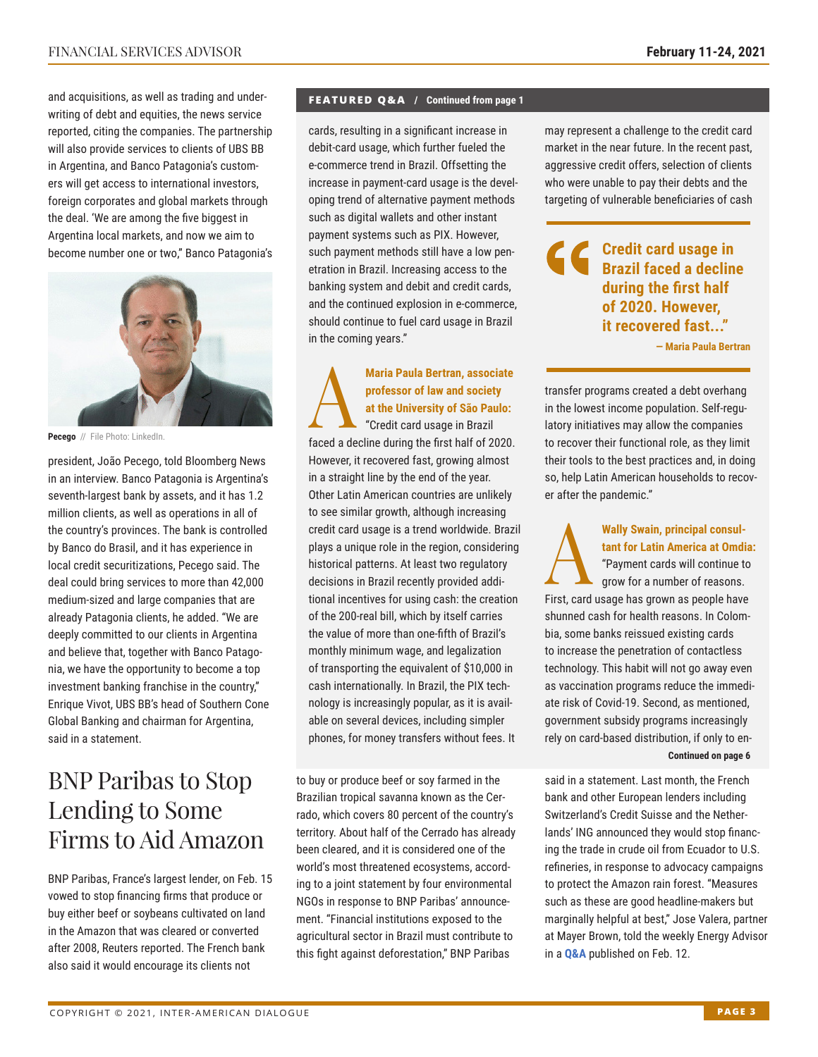and acquisitions, as well as trading and underwriting of debt and equities, the news service reported, citing the companies. The partnership will also provide services to clients of UBS BB in Argentina, and Banco Patagonia's customers will get access to international investors, foreign corporates and global markets through the deal. 'We are among the five biggest in Argentina local markets, and now we aim to become number one or two," Banco Patagonia's president, João Pecego, told Bloomberg News in an interview. Banco Patagonia is Argentina's seventh-largest bank by assets, and it has 1.2 million clients, as well as operations in all of the country's provinces. The bank is controlled by Banco do Brasil, and it has experience in local credit securitizations, Pecego said. The deal could bring services to more than 42,000 medium-sized and large companies that are already Patagonia clients, he added. "We are deeply committed to our clients in Argentina and believe that, together with Banco Patagonia, we have the opportunity to become a top investment banking franchise in the country," Enrique Vivot, UBS BB's head of Southern Cone Global Banking and chairman for Argentina, said in a statement.

**Pecego** // File Photo: LinkedIn.

## BNP Paribas to Stop Lending to Some Firms to Aid Amazon

BNP Paribas, France's largest lender, on Feb. 15 vowed to stop financing firms that produce or buy either beef or soybeans cultivated on land in the Amazon that was cleared or converted after 2008, Reuters reported. The French bank also said it would encourage its clients not to buy or produce beef or soy farmed in the Brazilian tropical savanna known as the Cerrado, which covers 80 percent of the country's territory. About half of the Cerrado has already been cleared, and it is considered one of the world's most threatened ecosystems, according to a joint statement by four environmental NGOs in response to BNP Paribas' announcement. "Financial institutions exposed to the agricultural sector in Brazil must contribute to this fight against deforestation," BNP Paribas said in a statement. Last month, the French bank and other European lenders including Switzerland's Credit Suisse and the Netherlands' ING announced they would stop financing the trade in crude oil from Ecuador to U.S. refineries, in response to advocacy campaigns to protect the Amazon rain forest. "Measures such as these are good headline-makers but marginally helpful at best," Jose Valera, partner at Mayer Brown, told the weekly Energy Advisor in a Q&A published on Feb. 12.

**FEATURED Q&A / Continued from page 1**

cards, resulting in a significant increase in debit-card usage, which further fueled the e-commerce trend in Brazil. Offsetting the increase in payment-card usage is the developing trend of alternative payment methods such as digital wallets and other instant payment systems such as PIX. However, such payment methods still have a low penetration in Brazil. Increasing access to the banking system and debit and credit cards, and the continued explosion in e-commerce, should continue to fuel card usage in Brazil in the coming years."

**A** **Maria Paula Bertran, associate professor of law and society at the University of São Paulo:** "Credit card usage in Brazil faced a decline during the first half of 2020. However, it recovered fast, growing almost in a straight line by the end of the year. Other Latin American countries are unlikely to see similar growth, although increasing credit card usage is a trend worldwide. Brazil plays a unique role in the region, considering historical patterns. At least two regulatory decisions in Brazil recently provided additional incentives for using cash: the creation of the 200-real bill, which by itself carries the value of more than one-fifth of Brazil's monthly minimum wage, and legalization of transporting the equivalent of $10,000 in cash internationally. In Brazil, the PIX technology is increasingly popular, as it is available on several devices, including simpler phones, for money transfers without fees. It may represent a challenge to the credit card market in the near future. In the recent past, aggressive credit offers, selection of clients who were unable to pay their debts and the targeting of vulnerable beneficiaries of cash transfer programs created a debt overhang in the lowest income population. Self-regulatory initiatives may allow the companies to recover their functional role, as they limit their tools to the best practices and, in doing so, help Latin American households to recover after the pandemic."

> **"Credit card usage in Brazil faced a decline during the first half of 2020. However, it recovered fast..."**
> — Maria Paula Bertran

**A** **Wally Swain, principal consultant for Latin America at Omdia:** "Payment cards will continue to grow for a number of reasons. First, card usage has grown as people have shunned cash for health reasons. In Colombia, some banks reissued existing cards to increase the penetration of contactless technology. This habit will not go away even as vaccination programs reduce the immediate risk of Covid-19. Second, as mentioned, government subsidy programs increasingly rely on card-based distribution, if only to en-

**Continued on page 6**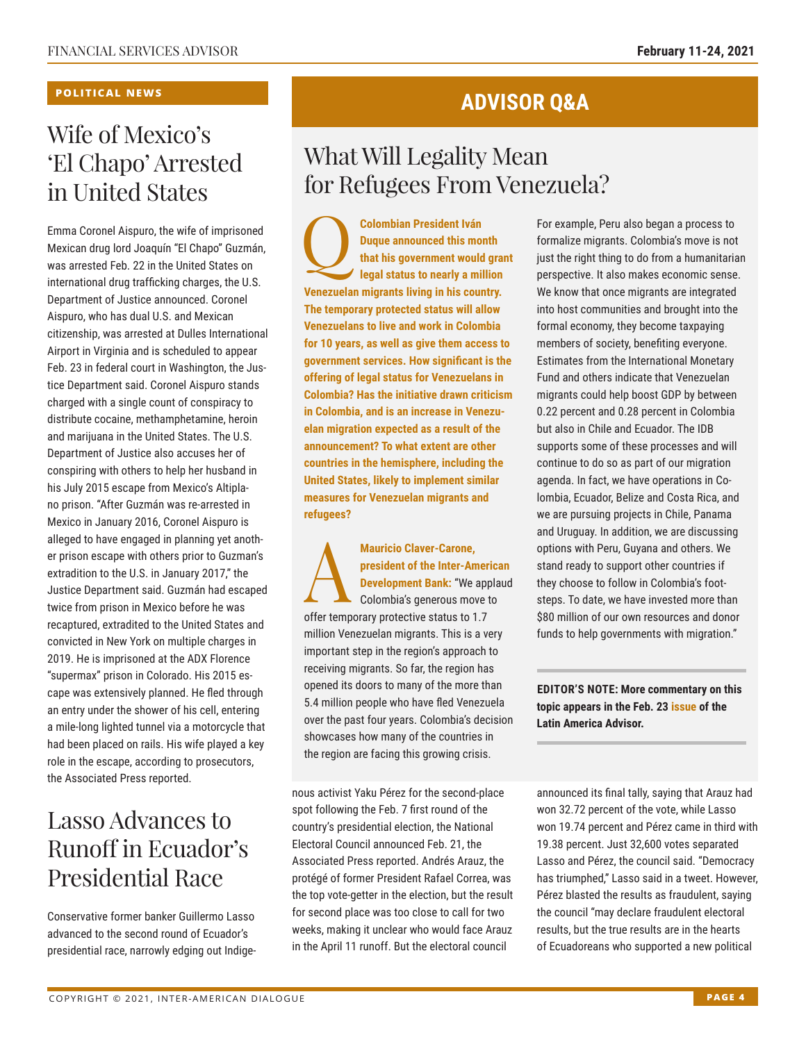POLITICAL NEWS

## Wife of Mexico's 'El Chapo' Arrested in United States

Emma Coronel Aispuro, the wife of imprisoned Mexican drug lord Joaquín "El Chapo" Guzmán, was arrested Feb. 22 in the United States on international drug trafficking charges, the U.S. Department of Justice announced. Coronel Aispuro, who has dual U.S. and Mexican citizenship, was arrested at Dulles International Airport in Virginia and is scheduled to appear Feb. 23 in federal court in Washington, the Justice Department said. Coronel Aispuro stands charged with a single count of conspiracy to distribute cocaine, methamphetamine, heroin and marijuana in the United States. The U.S. Department of Justice also accuses her of conspiring with others to help her husband in his July 2015 escape from Mexico's Altiplano prison. "After Guzmán was re-arrested in Mexico in January 2016, Coronel Aispuro is alleged to have engaged in planning yet another prison escape with others prior to Guzman's extradition to the U.S. in January 2017," the Justice Department said. Guzmán had escaped twice from prison in Mexico before he was recaptured, extradited to the United States and convicted in New York on multiple charges in 2019. He is imprisoned at the ADX Florence "supermax" prison in Colorado. His 2015 escape was extensively planned. He fled through an entry under the shower of his cell, entering a mile-long lighted tunnel via a motorcycle that had been placed on rails. His wife played a key role in the escape, according to prosecutors, the Associated Press reported.

## Lasso Advances to Runoff in Ecuador's Presidential Race

Conservative former banker Guillermo Lasso advanced to the second round of Ecuador's presidential race, narrowly edging out Indigenous activist Yaku Pérez for the second-place spot following the Feb. 7 first round of the country's presidential election, the National Electoral Council announced Feb. 21, the Associated Press reported. Andrés Arauz, the protégé of former President Rafael Correa, was the top vote-getter in the election, but the result for second place was too close to call for two weeks, making it unclear who would face Arauz in the April 11 runoff. But the electoral council announced its final tally, saying that Arauz had won 32.72 percent of the vote, while Lasso won 19.74 percent and Pérez came in third with 19.38 percent. Just 32,600 votes separated Lasso and Pérez, the council said. "Democracy has triumphed," Lasso said in a tweet. However, Pérez blasted the results as fraudulent, saying the council "may declare fraudulent electoral results, but the true results are in the hearts of Ecuadoreans who supported a new political

# ADVISOR Q&A

## What Will Legality Mean for Refugees From Venezuela?

**Q Colombian President Iván Duque announced this month that his government would grant legal status to nearly a million Venezuelan migrants living in his country. The temporary protected status will allow Venezuelans to live and work in Colombia for 10 years, as well as give them access to government services. How significant is the offering of legal status for Venezuelans in Colombia? Has the initiative drawn criticism in Colombia, and is an increase in Venezuelan migration expected as a result of the announcement? To what extent are other countries in the hemisphere, including the United States, likely to implement similar measures for Venezuelan migrants and refugees?**

**A Mauricio Claver-Carone, president of the Inter-American Development Bank:** "We applaud Colombia's generous move to offer temporary protective status to 1.7 million Venezuelan migrants. This is a very important step in the region's approach to receiving migrants. So far, the region has opened its doors to many of the more than 5.4 million people who have fled Venezuela over the past four years. Colombia's decision showcases how many of the countries in the region are facing this growing crisis. For example, Peru also began a process to formalize migrants. Colombia's move is not just the right thing to do from a humanitarian perspective. It also makes economic sense. We know that once migrants are integrated into host communities and brought into the formal economy, they become taxpaying members of society, benefiting everyone. Estimates from the International Monetary Fund and others indicate that Venezuelan migrants could help boost GDP by between 0.22 percent and 0.28 percent in Colombia but also in Chile and Ecuador. The IDB supports some of these processes and will continue to do so as part of our migration agenda. In fact, we have operations in Colombia, Ecuador, Belize and Costa Rica, and we are pursuing projects in Chile, Panama and Uruguay. In addition, we are discussing options with Peru, Guyana and others. We stand ready to support other countries if they choose to follow in Colombia's footsteps. To date, we have invested more than $80 million of our own resources and donor funds to help governments with migration."

**EDITOR'S NOTE: More commentary on this topic appears in the Feb. 23 issue of the Latin America Advisor.**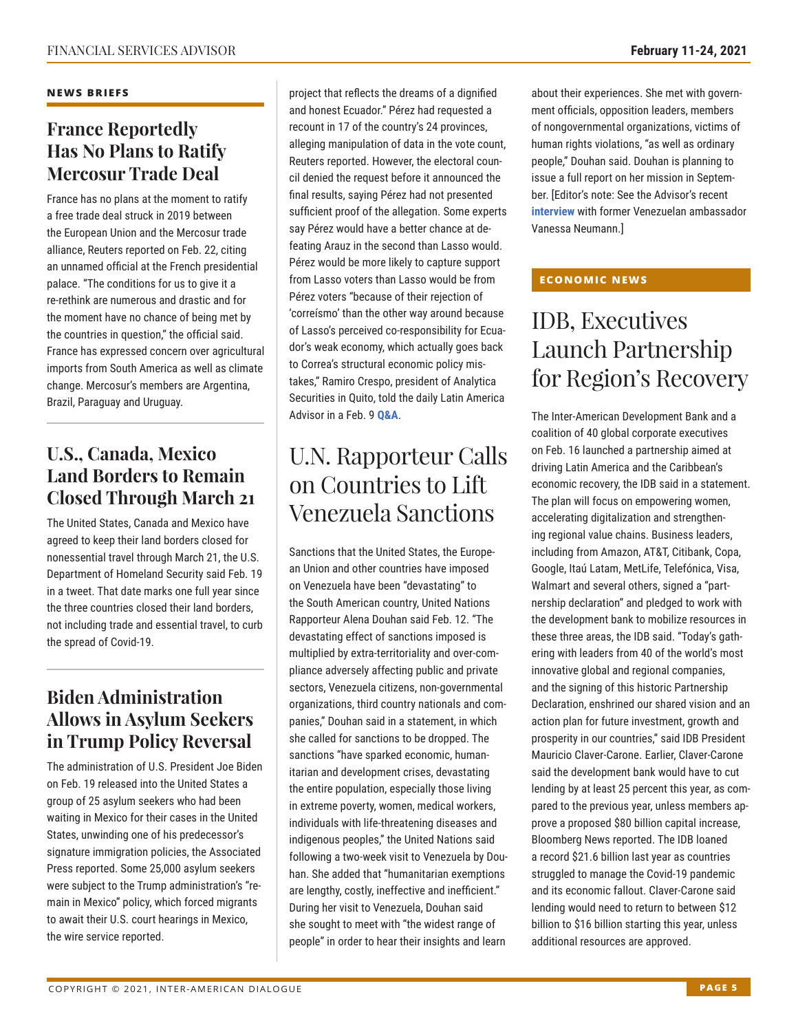## NEWS BRIEFS

### France Reportedly Has No Plans to Ratify Mercosur Trade Deal

France has no plans at the moment to ratify a free trade deal struck in 2019 between the European Union and the Mercosur trade alliance, Reuters reported on Feb. 22, citing an unnamed official at the French presidential palace. "The conditions for us to give it a re-rethink are numerous and drastic and for the moment have no chance of being met by the countries in question," the official said. France has expressed concern over agricultural imports from South America as well as climate change. Mercosur's members are Argentina, Brazil, Paraguay and Uruguay.

### U.S., Canada, Mexico Land Borders to Remain Closed Through March 21

The United States, Canada and Mexico have agreed to keep their land borders closed for nonessential travel through March 21, the U.S. Department of Homeland Security said Feb. 19 in a tweet. That date marks one full year since the three countries closed their land borders, not including trade and essential travel, to curb the spread of Covid-19.

### Biden Administration Allows in Asylum Seekers in Trump Policy Reversal

The administration of U.S. President Joe Biden on Feb. 19 released into the United States a group of 25 asylum seekers who had been waiting in Mexico for their cases in the United States, unwinding one of his predecessor's signature immigration policies, the Associated Press reported. Some 25,000 asylum seekers were subject to the Trump administration's "remain in Mexico" policy, which forced migrants to await their U.S. court hearings in Mexico, the wire service reported.

project that reflects the dreams of a dignified and honest Ecuador." Pérez had requested a recount in 17 of the country's 24 provinces, alleging manipulation of data in the vote count, Reuters reported. However, the electoral council denied the request before it announced the final results, saying Pérez had not presented sufficient proof of the allegation. Some experts say Pérez would have a better chance at defeating Arauz in the second than Lasso would. Pérez would be more likely to capture support from Lasso voters than Lasso would be from Pérez voters "because of their rejection of 'correísmo' than the other way around because of Lasso's perceived co-responsibility for Ecuador's weak economy, which actually goes back to Correa's structural economic policy mistakes," Ramiro Crespo, president of Analytica Securities in Quito, told the daily Latin America Advisor in a Feb. 9 **Q&A**.

## U.N. Rapporteur Calls on Countries to Lift Venezuela Sanctions

Sanctions that the United States, the European Union and other countries have imposed on Venezuela have been "devastating" to the South American country, United Nations Rapporteur Alena Douhan said Feb. 12. "The devastating effect of sanctions imposed is multiplied by extra-territoriality and over-compliance adversely affecting public and private sectors, Venezuela citizens, non-governmental organizations, third country nationals and companies," Douhan said in a statement, in which she called for sanctions to be dropped. The sanctions "have sparked economic, humanitarian and development crises, devastating the entire population, especially those living in extreme poverty, women, medical workers, individuals with life-threatening diseases and indigenous peoples," the United Nations said following a two-week visit to Venezuela by Douhan. She added that "humanitarian exemptions are lengthy, costly, ineffective and inefficient." During her visit to Venezuela, Douhan said she sought to meet with "the widest range of people" in order to hear their insights and learn about their experiences. She met with government officials, opposition leaders, members of nongovernmental organizations, victims of human rights violations, "as well as ordinary people," Douhan said. Douhan is planning to issue a full report on her mission in September. [Editor's note: See the Advisor's recent **interview** with former Venezuelan ambassador Vanessa Neumann.]

## ECONOMIC NEWS

## IDB, Executives Launch Partnership for Region's Recovery

The Inter-American Development Bank and a coalition of 40 global corporate executives on Feb. 16 launched a partnership aimed at driving Latin America and the Caribbean's economic recovery, the IDB said in a statement. The plan will focus on empowering women, accelerating digitalization and strengthening regional value chains. Business leaders, including from Amazon, AT&T, Citibank, Copa, Google, Itaú Latam, MetLife, Telefónica, Visa, Walmart and several others, signed a "partnership declaration" and pledged to work with the development bank to mobilize resources in these three areas, the IDB said. "Today's gathering with leaders from 40 of the world's most innovative global and regional companies, and the signing of this historic Partnership Declaration, enshrined our shared vision and an action plan for future investment, growth and prosperity in our countries," said IDB President Mauricio Claver-Carone. Earlier, Claver-Carone said the development bank would have to cut lending by at least 25 percent this year, as compared to the previous year, unless members approve a proposed $80 billion capital increase, Bloomberg News reported. The IDB loaned a record $21.6 billion last year as countries struggled to manage the Covid-19 pandemic and its economic fallout. Claver-Carone said lending would need to return to between $12 billion to $16 billion starting this year, unless additional resources are approved.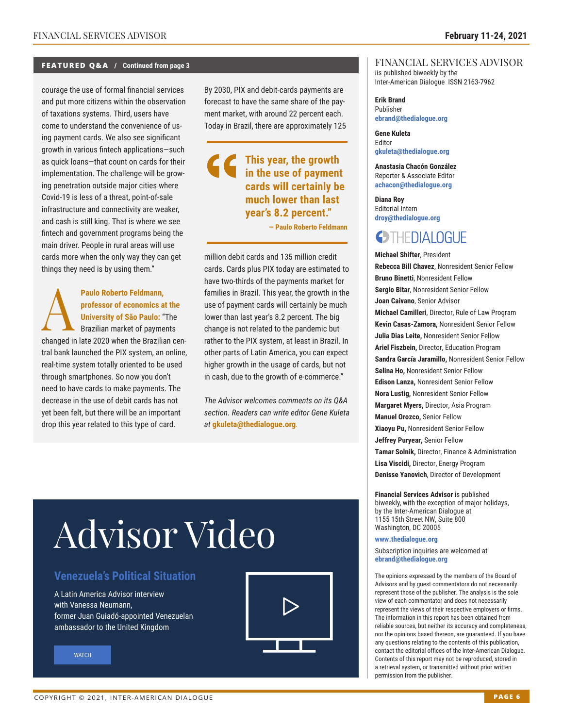**FEATURED Q&A / Continued from page 3**

courage the use of formal financial services and put more citizens within the observation of taxations systems. Third, users have come to understand the convenience of using payment cards. We also see significant growth in various fintech applications—such as quick loans—that count on cards for their implementation. The challenge will be growing penetration outside major cities where Covid-19 is less of a threat, point-of-sale infrastructure and connectivity are weaker, and cash is still king. That is where we see fintech and government programs being the main driver. People in rural areas will use cards more when the only way they can get things they need is by using them."

**A** **Paulo Roberto Feldmann, professor of economics at the University of São Paulo:** "The Brazilian market of payments changed in late 2020 when the Brazilian central bank launched the PIX system, an online, real-time system totally oriented to be used through smartphones. So now you don't need to have cards to make payments. The decrease in the use of debit cards has not yet been felt, but there will be an important drop this year related to this type of card. By 2030, PIX and debit-cards payments are forecast to have the same share of the payment market, with around 22 percent each. Today in Brazil, there are approximately 125 million debit cards and 135 million credit cards. Cards plus PIX today are estimated to have two-thirds of the payments market for families in Brazil. This year, the growth in the use of payment cards will certainly be much lower than last year's 8.2 percent. The big change is not related to the pandemic but rather to the PIX system, at least in Brazil. In other parts of Latin America, you can expect higher growth in the usage of cards, but not in cash, due to the growth of e-commerce."

> **"This year, the growth in the use of payment cards will certainly be much lower than last year's 8.2 percent."**
> — Paulo Roberto Feldmann

*The Advisor welcomes comments on its Q&A section. Readers can write editor Gene Kuleta at* **gkuleta@thedialogue.org**.

# Advisor Video

## Venezuela's Political Situation

A Latin America Advisor interview with Vanessa Neumann, former Juan Guiadó-appointed Venezuelan ambassador to the United Kingdom

WATCH

---

FINANCIAL SERVICES ADVISOR
iis published biweekly by the Inter-American Dialogue ISSN 2163-7962

**Erik Brand**
Publisher
**ebrand@thedialogue.org**

**Gene Kuleta**
Editor
**gkuleta@thedialogue.org**

**Anastasia Chacón González**
Reporter & Associate Editor
**achacon@thedialogue.org**

**Diana Roy**
Editorial Intern
**droy@thedialogue.org**

THEDIALOGUE

**Michael Shifter**, President
**Rebecca Bill Chavez**, Nonresident Senior Fellow
**Bruno Binetti**, Nonresident Fellow
**Sergio Bitar**, Nonresident Senior Fellow
**Joan Caivano**, Senior Advisor
**Michael Camilleri**, Director, Rule of Law Program
**Kevin Casas-Zamora,** Nonresident Senior Fellow
**Julia Dias Leite,** Nonresident Senior Fellow
**Ariel Fiszbein,** Director, Education Program
**Sandra García Jaramillo,** Nonresident Senior Fellow
**Selina Ho,** Nonresident Senior Fellow
**Edison Lanza,** Nonresident Senior Fellow
**Nora Lustig,** Nonresident Senior Fellow
**Margaret Myers,** Director, Asia Program
**Manuel Orozco,** Senior Fellow
**Xiaoyu Pu,** Nonresident Senior Fellow
**Jeffrey Puryear,** Senior Fellow
**Tamar Solnik,** Director, Finance & Administration
**Lisa Viscidi,** Director, Energy Program
**Denisse Yanovich**, Director of Development

**Financial Services Advisor** is published biweekly, with the exception of major holidays, by the Inter-American Dialogue at
1155 15th Street NW, Suite 800
Washington, DC 20005

**www.thedialogue.org**

Subscription inquiries are welcomed at
**ebrand@thedialogue.org**

The opinions expressed by the members of the Board of Advisors and by guest commentators do not necessarily represent those of the publisher. The analysis is the sole view of each commentator and does not necessarily represent the views of their respective employers or firms. The information in this report has been obtained from reliable sources, but neither its accuracy and completeness, nor the opinions based thereon, are guaranteed. If you have any questions relating to the contents of this publication, contact the editorial offices of the Inter-American Dialogue. Contents of this report may not be reproduced, stored in a retrieval system, or transmitted without prior written permission from the publisher.

COPYRIGHT © 2021, INTER-AMERICAN DIALOGUE